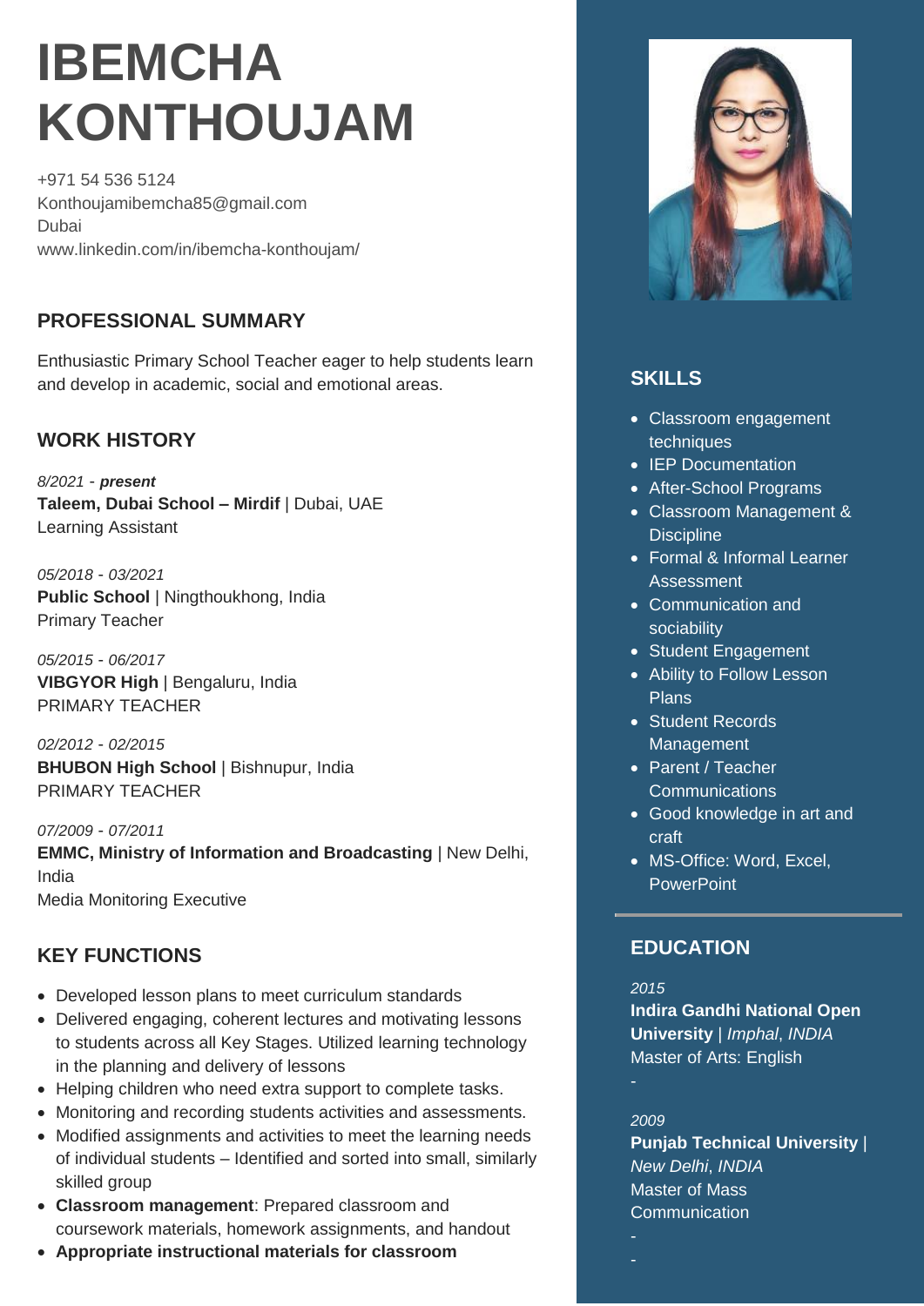# IBEMCHA KONTHOUJAM

+971 54 536 5124
Konthoujamibemcha85@gmail.com
Dubai
www.linkedin.com/in/ibemcha-konthoujam/

## PROFESSIONAL SUMMARY

Enthusiastic Primary School Teacher eager to help students learn and develop in academic, social and emotional areas.

## WORK HISTORY

*8/2021 - **present***
**Taleem, Dubai School – Mirdif** | Dubai, UAE
Learning Assistant

*05/2018 - 03/2021*
**Public School** | Ningthoukhong, India
Primary Teacher

*05/2015 - 06/2017*
**VIBGYOR High** | Bengaluru, India
PRIMARY TEACHER

*02/2012 - 02/2015*
**BHUBON High School** | Bishnupur, India
PRIMARY TEACHER

*07/2009 - 07/2011*
**EMMC, Ministry of Information and Broadcasting** | New Delhi, India
Media Monitoring Executive

## KEY FUNCTIONS

- Developed lesson plans to meet curriculum standards
- Delivered engaging, coherent lectures and motivating lessons to students across all Key Stages. Utilized learning technology in the planning and delivery of lessons
- Helping children who need extra support to complete tasks.
- Monitoring and recording students activities and assessments.
- Modified assignments and activities to meet the learning needs of individual students – Identified and sorted into small, similarly skilled group
- **Classroom management**: Prepared classroom and coursework materials, homework assignments, and handout
- **Appropriate instructional materials for classroom**

## SKILLS

- Classroom engagement techniques
- IEP Documentation
- After-School Programs
- Classroom Management & Discipline
- Formal & Informal Learner Assessment
- Communication and sociability
- Student Engagement
- Ability to Follow Lesson Plans
- Student Records Management
- Parent / Teacher Communications
- Good knowledge in art and craft
- MS-Office: Word, Excel, PowerPoint

## EDUCATION

*2015*
**Indira Gandhi National Open University** | *Imphal*, *INDIA*
Master of Arts: English
-

*2009*
**Punjab Technical University** | *New Delhi*, *INDIA*
Master of Mass Communication
-
-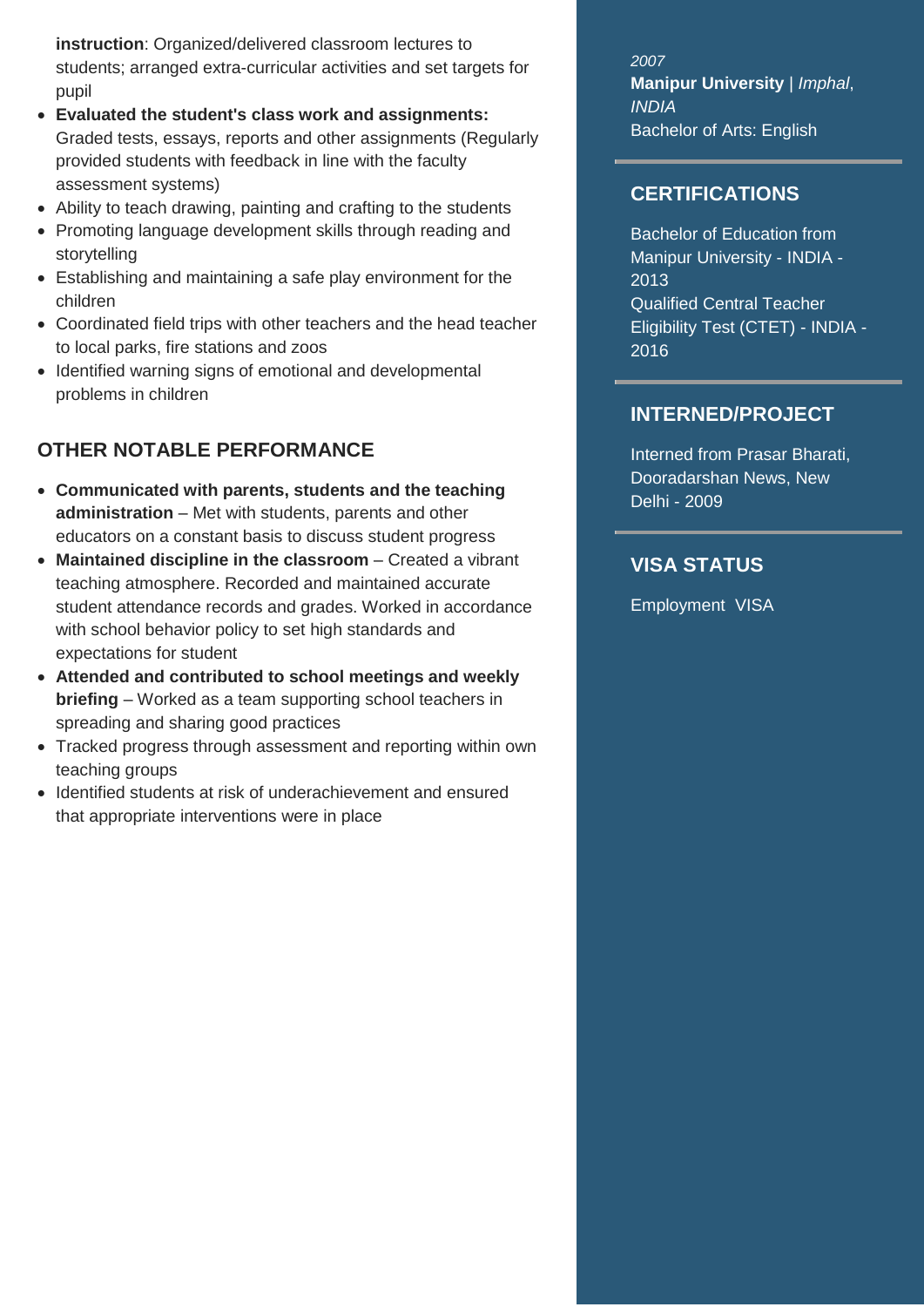**instruction**: Organized/delivered classroom lectures to students; arranged extra-curricular activities and set targets for pupil

- **Evaluated the student's class work and assignments:** Graded tests, essays, reports and other assignments (Regularly provided students with feedback in line with the faculty assessment systems)
- Ability to teach drawing, painting and crafting to the students
- Promoting language development skills through reading and storytelling
- Establishing and maintaining a safe play environment for the children
- Coordinated field trips with other teachers and the head teacher to local parks, fire stations and zoos
- Identified warning signs of emotional and developmental problems in children

## OTHER NOTABLE PERFORMANCE

- **Communicated with parents, students and the teaching administration** – Met with students, parents and other educators on a constant basis to discuss student progress
- **Maintained discipline in the classroom** – Created a vibrant teaching atmosphere. Recorded and maintained accurate student attendance records and grades. Worked in accordance with school behavior policy to set high standards and expectations for student
- **Attended and contributed to school meetings and weekly briefing** – Worked as a team supporting school teachers in spreading and sharing good practices
- Tracked progress through assessment and reporting within own teaching groups
- Identified students at risk of underachievement and ensured that appropriate interventions were in place

*2007*
**Manipur University** | *Imphal*, *INDIA*
Bachelor of Arts: English

## CERTIFICATIONS

Bachelor of Education from Manipur University - INDIA - 2013
Qualified Central Teacher Eligibility Test (CTET) - INDIA - 2016

## INTERNED/PROJECT

Interned from Prasar Bharati, Dooradarshan News, New Delhi - 2009

## VISA STATUS

Employment VISA